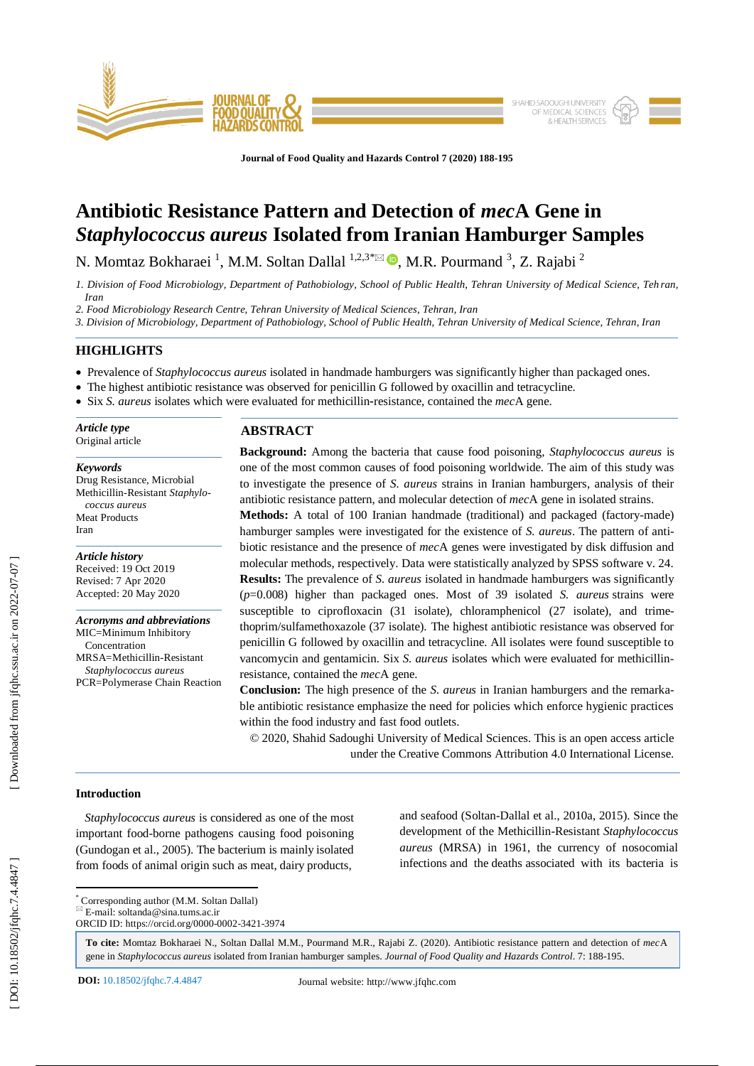# Antibiotic Resistance Pattern and Detection of *mec*A Gene in *Staphylococcus aureus* Isolated from Iranian Hamburger Samples

N. Momtaz Bokharaei [1], M.M. Soltan Dallal [1,2,3*], M.R. Pourmand [3], Z. Rajabi [2]

*1. Division of Food Microbiology, Department of Pathobiology, School of Public Health, Tehran University of Medical Science, Tehran, Iran*

*2. Food Microbiology Research Centre, Tehran University of Medical Sciences, Tehran, Iran*

*3. Division of Microbiology, Department of Pathobiology, School of Public Health, Tehran University of Medical Science, Tehran, Iran*

## HIGHLIGHTS

- Prevalence of *Staphylococcus aureus* isolated in handmade hamburgers was significantly higher than packaged ones.
- The highest antibiotic resistance was observed for penicillin G followed by oxacillin and tetracycline.
- Six *S. aureus* isolates which were evaluated for methicillin-resistance, contained the *mec*A gene.

***Article type***
Original article

***Keywords***
Drug Resistance, Microbial
Methicillin-Resistant *Staphylococcus aureus*
Meat Products
Iran

***Article history***
Received: 19 Oct 2019
Revised: 7 Apr 2020
Accepted: 20 May 2020

***Acronyms and abbreviations***
MIC=Minimum Inhibitory Concentration
MRSA=Methicillin-Resistant *Staphylococcus aureus*
PCR=Polymerase Chain Reaction

## ABSTRACT

**Background:** Among the bacteria that cause food poisoning, *Staphylococcus aureus* is one of the most common causes of food poisoning worldwide. The aim of this study was to investigate the presence of *S. aureus* strains in Iranian hamburgers, analysis of their antibiotic resistance pattern, and molecular detection of *mec*A gene in isolated strains.

**Methods:** A total of 100 Iranian handmade (traditional) and packaged (factory-made) hamburger samples were investigated for the existence of *S. aureus*. The pattern of antibiotic resistance and the presence of *mec*A genes were investigated by disk diffusion and molecular methods, respectively. Data were statistically analyzed by SPSS software v. 24.

**Results:** The prevalence of *S. aureus* isolated in handmade hamburgers was significantly ($p$=0.008) higher than packaged ones. Most of 39 isolated *S. aureus* strains were susceptible to ciprofloxacin (31 isolate), chloramphenicol (27 isolate), and trimethoprim/sulfamethoxazole (37 isolate). The highest antibiotic resistance was observed for penicillin G followed by oxacillin and tetracycline. All isolates were found susceptible to vancomycin and gentamicin. Six *S. aureus* isolates which were evaluated for methicillin-resistance, contained the *mec*A gene.

**Conclusion:** The high presence of the *S. aureus* in Iranian hamburgers and the remarkable antibiotic resistance emphasize the need for policies which enforce hygienic practices within the food industry and fast food outlets.

© 2020, Shahid Sadoughi University of Medical Sciences. This is an open access article under the Creative Commons Attribution 4.0 International License.

## Introduction

*Staphylococcus aureus* is considered as one of the most important food-borne pathogens causing food poisoning (Gundogan et al., 2005). The bacterium is mainly isolated from foods of animal origin such as meat, dairy products, and seafood (Soltan-Dallal et al., 2010a, 2015). Since the development of the Methicillin-Resistant *Staphylococcus aureus* (MRSA) in 1961, the currency of nosocomial infections and the deaths associated with its bacteria is

[*] Corresponding author (M.M. Soltan Dallal)
E-mail: soltanda@sina.tums.ac.ir
ORCID ID: https://orcid.org/0000-0002-3421-3974

**To cite:** Momtaz Bokharaei N., Soltan Dallal M.M., Pourmand M.R., Rajabi Z. (2020). Antibiotic resistance pattern and detection of *mec*A gene in *Staphylococcus aureus* isolated from Iranian hamburger samples. *Journal of Food Quality and Hazards Control*. 7: 188-195.

**DOI:** 10.18502/jfqhc.7.4.4847 Journal website: http://www.jfqhc.com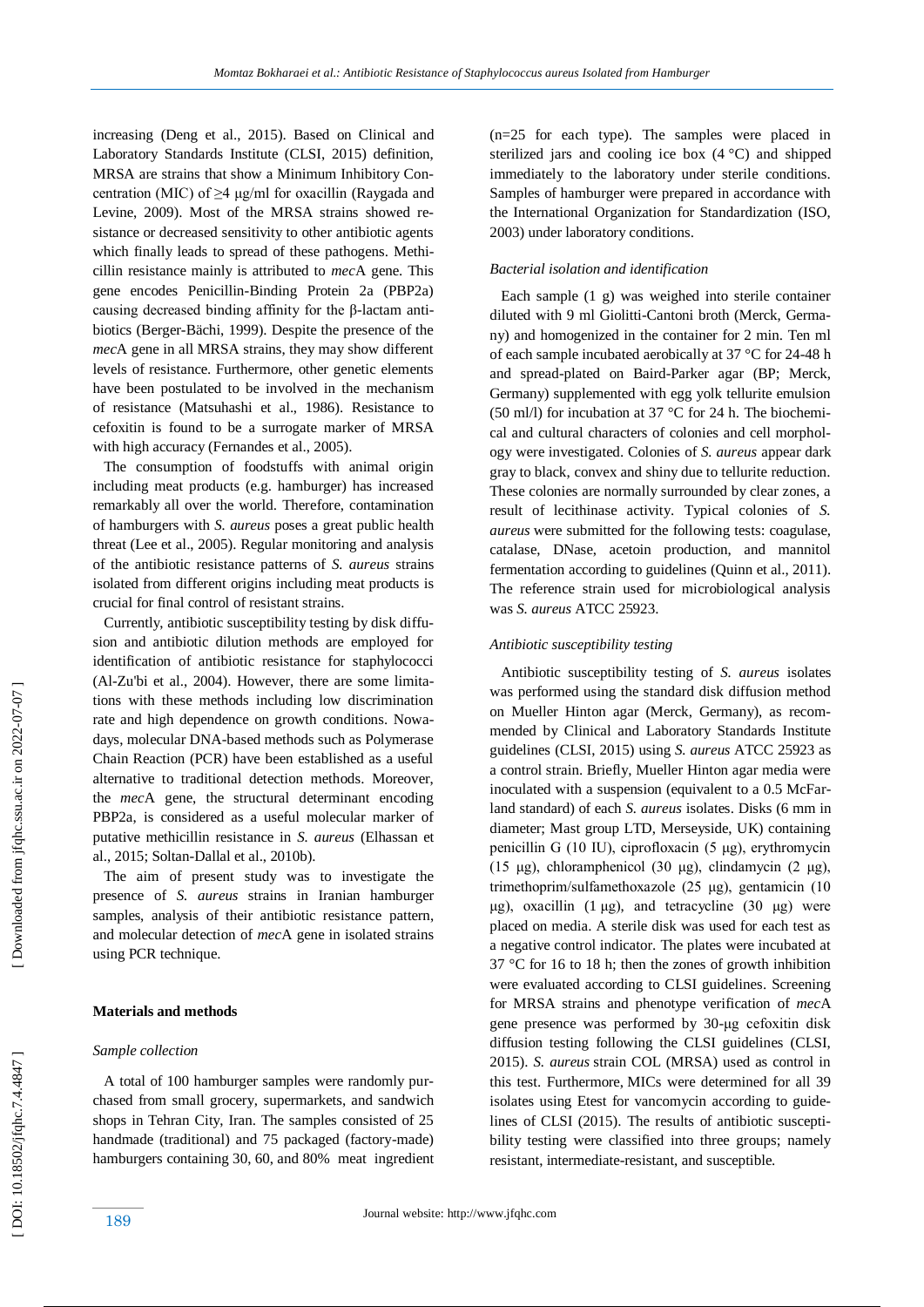increasing (Deng et al., 2015). Based on Clinical and Laboratory Standards Institute (CLSI, 2015) definition, MRSA are strains that show a Minimum Inhibitory Concentration (MIC) of ≥4 μg/ml for oxacillin (Raygada and Levine, 2009). Most of the MRSA strains showed resistance or decreased sensitivity to other antibiotic agents which finally leads to spread of these pathogens. Methicillin resistance mainly is attributed to *mec*A gene. This gene encodes Penicillin-Binding Protein 2a (PBP2a) causing decreased binding affinity for the β-lactam antibiotics (Berger-Bächi, 1999). Despite the presence of the *mec*A gene in all MRSA strains, they may show different levels of resistance. Furthermore, other genetic elements have been postulated to be involved in the mechanism of resistance (Matsuhashi et al., 1986). Resistance to cefoxitin is found to be a surrogate marker of MRSA with high accuracy (Fernandes et al., 2005).

The consumption of foodstuffs with animal origin including meat products (e.g. hamburger) has increased remarkably all over the world. Therefore, contamination of hamburgers with *S. aureus* poses a great public health threat (Lee et al., 2005). Regular monitoring and analysis of the antibiotic resistance patterns of *S. aureus* strains isolated from different origins including meat products is crucial for final control of resistant strains.

Currently, antibiotic susceptibility testing by disk diffusion and antibiotic dilution methods are employed for identification of antibiotic resistance for staphylococci (Al-Zu'bi et al., 2004). However, there are some limitations with these methods including low discrimination rate and high dependence on growth conditions. Nowadays, molecular DNA-based methods such as Polymerase Chain Reaction (PCR) have been established as a useful alternative to traditional detection methods. Moreover, the *mec*A gene, the structural determinant encoding PBP2a, is considered as a useful molecular marker of putative methicillin resistance in *S. aureus* (Elhassan et al., 2015; Soltan-Dallal et al., 2010b).

The aim of present study was to investigate the presence of *S. aureus* strains in Iranian hamburger samples, analysis of their antibiotic resistance pattern, and molecular detection of *mec*A gene in isolated strains using PCR technique.

## Materials and methods

### Sample collection

A total of 100 hamburger samples were randomly purchased from small grocery, supermarkets, and sandwich shops in Tehran City, Iran. The samples consisted of 25 handmade (traditional) and 75 packaged (factory-made) hamburgers containing 30, 60, and 80% meat ingredient (n=25 for each type). The samples were placed in sterilized jars and cooling ice box (4 °C) and shipped immediately to the laboratory under sterile conditions. Samples of hamburger were prepared in accordance with the International Organization for Standardization (ISO, 2003) under laboratory conditions.

### Bacterial isolation and identification

Each sample (1 g) was weighed into sterile container diluted with 9 ml Giolitti-Cantoni broth (Merck, Germany) and homogenized in the container for 2 min. Ten ml of each sample incubated aerobically at 37 °C for 24-48 h and spread-plated on Baird-Parker agar (BP; Merck, Germany) supplemented with egg yolk tellurite emulsion (50 ml/l) for incubation at 37 °C for 24 h. The biochemical and cultural characters of colonies and cell morphology were investigated. Colonies of *S. aureus* appear dark gray to black, convex and shiny due to tellurite reduction. These colonies are normally surrounded by clear zones, a result of lecithinase activity. Typical colonies of *S. aureus* were submitted for the following tests: coagulase, catalase, DNase, acetoin production, and mannitol fermentation according to guidelines (Quinn et al., 2011). The reference strain used for microbiological analysis was *S. aureus* ATCC 25923.

### Antibiotic susceptibility testing

Antibiotic susceptibility testing of *S. aureus* isolates was performed using the standard disk diffusion method on Mueller Hinton agar (Merck, Germany), as recommended by Clinical and Laboratory Standards Institute guidelines (CLSI, 2015) using *S. aureus* ATCC 25923 as a control strain. Briefly, Mueller Hinton agar media were inoculated with a suspension (equivalent to a 0.5 McFarland standard) of each *S. aureus* isolates. Disks (6 mm in diameter; Mast group LTD, Merseyside, UK) containing penicillin G (10 IU), ciprofloxacin (5 μg), erythromycin (15 μg), chloramphenicol (30 μg), clindamycin (2 μg), trimethoprim/sulfamethoxazole (25 μg), gentamicin (10 μg), oxacillin (1 μg), and tetracycline (30 μg) were placed on media. A sterile disk was used for each test as a negative control indicator. The plates were incubated at 37 °C for 16 to 18 h; then the zones of growth inhibition were evaluated according to CLSI guidelines. Screening for MRSA strains and phenotype verification of *mec*A gene presence was performed by 30-μg cefoxitin disk diffusion testing following the CLSI guidelines (CLSI, 2015). *S. aureus* strain COL (MRSA) used as control in this test. Furthermore, MICs were determined for all 39 isolates using Etest for vancomycin according to guidelines of CLSI (2015). The results of antibiotic susceptibility testing were classified into three groups; namely resistant, intermediate-resistant, and susceptible.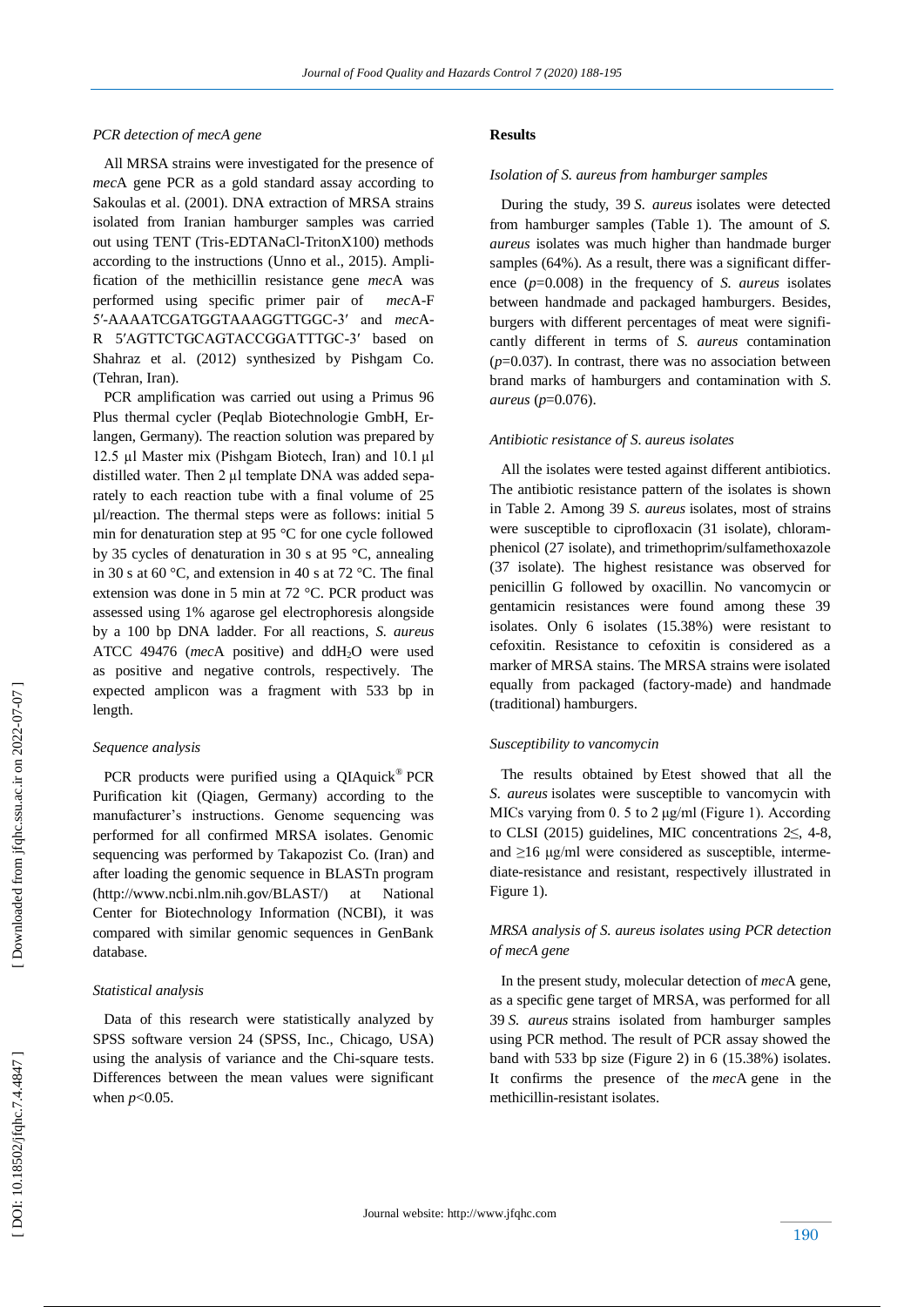### *PCR detection of mecA gene*

All MRSA strains were investigated for the presence of *mec*A gene PCR as a gold standard assay according to Sakoulas et al. (2001). DNA extraction of MRSA strains isolated from Iranian hamburger samples was carried out using TENT (Tris-EDTANaCl-TritonX100) methods according to the instructions (Unno et al., 2015). Amplification of the methicillin resistance gene *mec*A was performed using specific primer pair of *mec*A-F 5′-AAAATCGATGGTAAAGGTTGGC-3′ and *mec*A-R 5′AGTTCTGCAGTACCGGATTTGC-3′ based on Shahraz et al. (2012) synthesized by Pishgam Co. (Tehran, Iran).

PCR amplification was carried out using a Primus 96 Plus thermal cycler (Peqlab Biotechnologie GmbH, Erlangen, Germany). The reaction solution was prepared by 12.5 µl Master mix (Pishgam Biotech, Iran) and 10.1 µl distilled water. Then 2 µl template DNA was added separately to each reaction tube with a final volume of 25 µl/reaction. The thermal steps were as follows: initial 5 min for denaturation step at 95 °C for one cycle followed by 35 cycles of denaturation in 30 s at 95 °C, annealing in 30 s at 60 °C, and extension in 40 s at 72 °C. The final extension was done in 5 min at 72 °C. PCR product was assessed using 1% agarose gel electrophoresis alongside by a 100 bp DNA ladder. For all reactions, *S. aureus* ATCC 49476 (*mec*A positive) and $ddH_2O$ were used as positive and negative controls, respectively. The expected amplicon was a fragment with 533 bp in length.

### *Sequence analysis*

PCR products were purified using a QIAquick® PCR Purification kit (Qiagen, Germany) according to the manufacturer's instructions. Genome sequencing was performed for all confirmed MRSA isolates. Genomic sequencing was performed by Takapozist Co. (Iran) and after loading the genomic sequence in BLASTn program (http://www.ncbi.nlm.nih.gov/BLAST/) at National Center for Biotechnology Information (NCBI), it was compared with similar genomic sequences in GenBank database.

### *Statistical analysis*

Data of this research were statistically analyzed by SPSS software version 24 (SPSS, Inc., Chicago, USA) using the analysis of variance and the Chi-square tests. Differences between the mean values were significant when $p<0.05$.

## Results

### *Isolation of S. aureus from hamburger samples*

During the study, 39 *S. aureus* isolates were detected from hamburger samples (Table 1). The amount of *S. aureus* isolates was much higher than handmade burger samples (64%). As a result, there was a significant difference ($p=0.008$) in the frequency of *S. aureus* isolates between handmade and packaged hamburgers. Besides, burgers with different percentages of meat were significantly different in terms of *S. aureus* contamination ($p=0.037$). In contrast, there was no association between brand marks of hamburgers and contamination with *S. aureus* ($p=0.076$).

### *Antibiotic resistance of S. aureus isolates*

All the isolates were tested against different antibiotics. The antibiotic resistance pattern of the isolates is shown in Table 2. Among 39 *S. aureus* isolates, most of strains were susceptible to ciprofloxacin (31 isolate), chloramphenicol (27 isolate), and trimethoprim/sulfamethoxazole (37 isolate). The highest resistance was observed for penicillin G followed by oxacillin. No vancomycin or gentamicin resistances were found among these 39 isolates. Only 6 isolates (15.38%) were resistant to cefoxitin. Resistance to cefoxitin is considered as a marker of MRSA stains. The MRSA strains were isolated equally from packaged (factory-made) and handmade (traditional) hamburgers.

### *Susceptibility to vancomycin*

The results obtained by Etest showed that all the *S. aureus* isolates were susceptible to vancomycin with MICs varying from 0. 5 to 2 µg/ml (Figure 1). According to CLSI (2015) guidelines, MIC concentrations 2≤, 4-8, and ≥16 µg/ml were considered as susceptible, intermediate-resistance and resistant, respectively illustrated in Figure 1).

### *MRSA analysis of S. aureus isolates using PCR detection of mecA gene*

In the present study, molecular detection of *mec*A gene, as a specific gene target of MRSA, was performed for all 39 *S. aureus* strains isolated from hamburger samples using PCR method. The result of PCR assay showed the band with 533 bp size (Figure 2) in 6 (15.38%) isolates. It confirms the presence of the *mec*A gene in the methicillin-resistant isolates.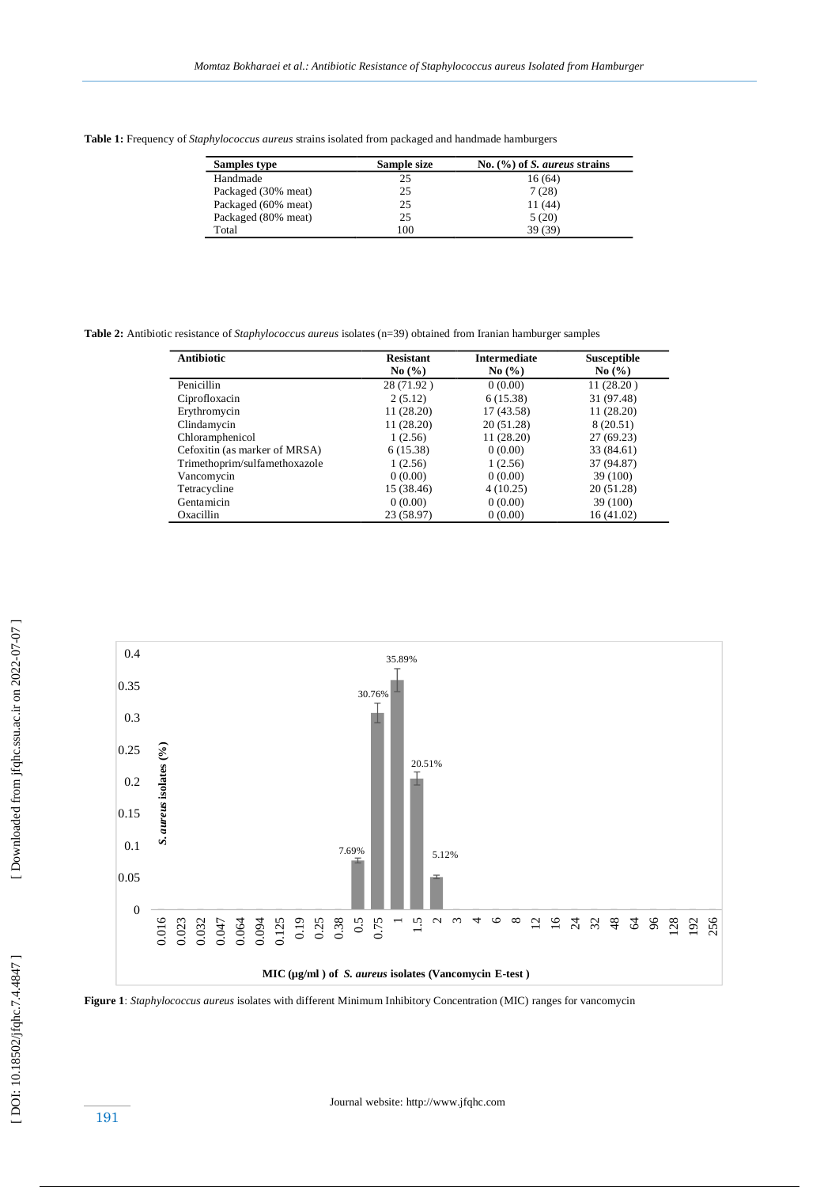**Table 1:** Frequency of *Staphylococcus aureus* strains isolated from packaged and handmade hamburgers

| Samples type | Sample size | No. (%) of *S. aureus* strains |
|---|---|---|
| Handmade | 25 | 16 (64) |
| Packaged (30% meat) | 25 | 7 (28) |
| Packaged (60% meat) | 25 | 11 (44) |
| Packaged (80% meat) | 25 | 5 (20) |
| Total | 100 | 39 (39) |

**Table 2:** Antibiotic resistance of *Staphylococcus aureus* isolates (n=39) obtained from Iranian hamburger samples

| Antibiotic | Resistant No (%) | Intermediate No (%) | Susceptible No (%) |
|---|---|---|---|
| Penicillin | 28 (71.92 ) | 0 (0.00) | 11 (28.20 ) |
| Ciprofloxacin | 2 (5.12) | 6 (15.38) | 31 (97.48) |
| Erythromycin | 11 (28.20) | 17 (43.58) | 11 (28.20) |
| Clindamycin | 11 (28.20) | 20 (51.28) | 8 (20.51) |
| Chloramphenicol | 1 (2.56) | 11 (28.20) | 27 (69.23) |
| Cefoxitin (as marker of MRSA) | 6 (15.38) | 0 (0.00) | 33 (84.61) |
| Trimethoprim/sulfamethoxazole | 1 (2.56) | 1 (2.56) | 37 (94.87) |
| Vancomycin | 0 (0.00) | 0 (0.00) | 39 (100) |
| Tetracycline | 15 (38.46) | 4 (10.25) | 20 (51.28) |
| Gentamicin | 0 (0.00) | 0 (0.00) | 39 (100) |
| Oxacillin | 23 (58.97) | 0 (0.00) | 16 (41.02) |

**Figure 1**: *Staphylococcus aureus* isolates with different Minimum Inhibitory Concentration (MIC) ranges for vancomycin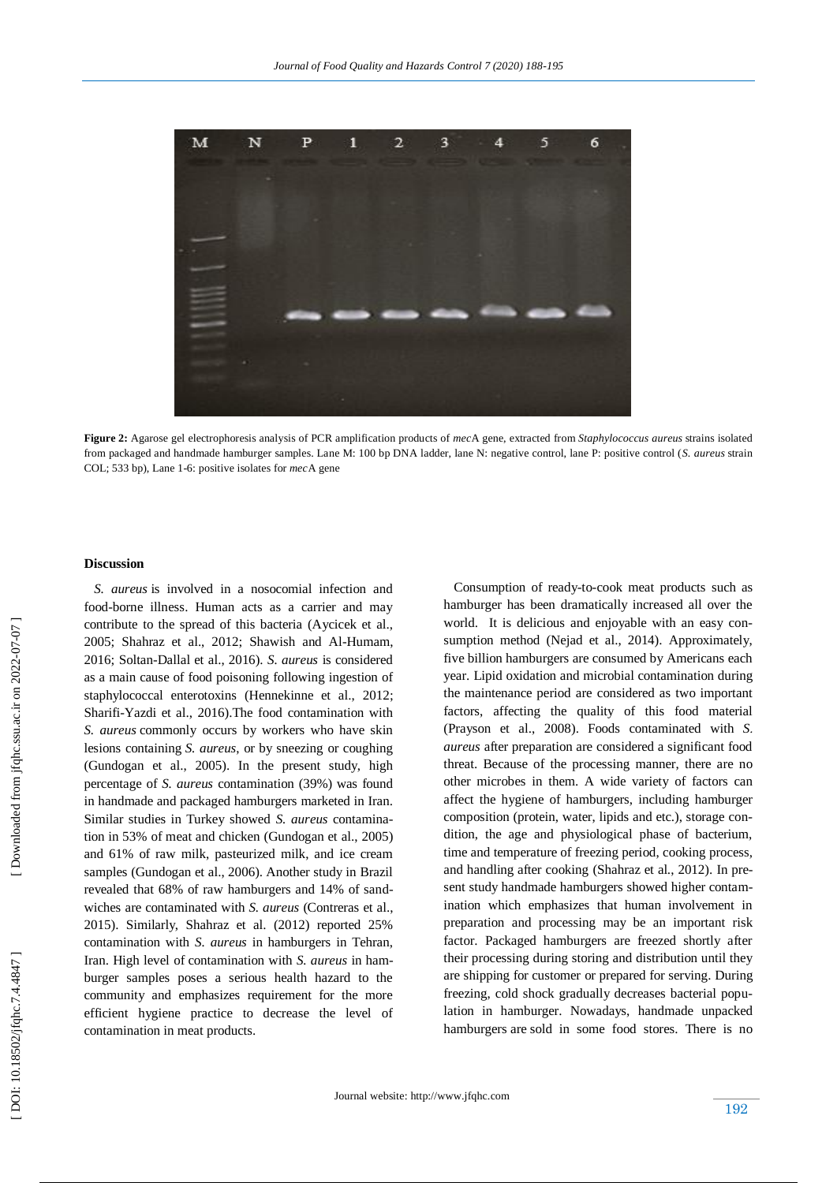**Figure 2:** Agarose gel electrophoresis analysis of PCR amplification products of *mec*A gene, extracted from *Staphylococcus aureus* strains isolated from packaged and handmade hamburger samples. Lane M: 100 bp DNA ladder, lane N: negative control, lane P: positive control (*S. aureus* strain COL; 533 bp), Lane 1-6: positive isolates for *mec*A gene

## Discussion

*S. aureus* is involved in a nosocomial infection and food-borne illness. Human acts as a carrier and may contribute to the spread of this bacteria (Aycicek et al., 2005; Shahraz et al., 2012; Shawish and Al-Humam, 2016; Soltan-Dallal et al., 2016). *S. aureus* is considered as a main cause of food poisoning following ingestion of staphylococcal enterotoxins (Hennekinne et al., 2012; Sharifi-Yazdi et al., 2016).The food contamination with *S. aureus* commonly occurs by workers who have skin lesions containing *S. aureus*, or by sneezing or coughing (Gundogan et al., 2005). In the present study, high percentage of *S. aureus* contamination (39%) was found in handmade and packaged hamburgers marketed in Iran. Similar studies in Turkey showed *S. aureus* contamination in 53% of meat and chicken (Gundogan et al., 2005) and 61% of raw milk, pasteurized milk, and ice cream samples (Gundogan et al., 2006). Another study in Brazil revealed that 68% of raw hamburgers and 14% of sandwiches are contaminated with *S. aureus* (Contreras et al., 2015). Similarly, Shahraz et al. (2012) reported 25% contamination with *S. aureus* in hamburgers in Tehran, Iran. High level of contamination with *S. aureus* in hamburger samples poses a serious health hazard to the community and emphasizes requirement for the more efficient hygiene practice to decrease the level of contamination in meat products.

Consumption of ready-to-cook meat products such as hamburger has been dramatically increased all over the world. It is delicious and enjoyable with an easy consumption method (Nejad et al., 2014). Approximately, five billion hamburgers are consumed by Americans each year. Lipid oxidation and microbial contamination during the maintenance period are considered as two important factors, affecting the quality of this food material (Prayson et al., 2008). Foods contaminated with *S. aureus* after preparation are considered a significant food threat. Because of the processing manner, there are no other microbes in them. A wide variety of factors can affect the hygiene of hamburgers, including hamburger composition (protein, water, lipids and etc.), storage condition, the age and physiological phase of bacterium, time and temperature of freezing period, cooking process, and handling after cooking (Shahraz et al., 2012). In present study handmade hamburgers showed higher contamination which emphasizes that human involvement in preparation and processing may be an important risk factor. Packaged hamburgers are freezed shortly after their processing during storing and distribution until they are shipping for customer or prepared for serving. During freezing, cold shock gradually decreases bacterial population in hamburger. Nowadays, handmade unpacked hamburgers are sold in some food stores. There is no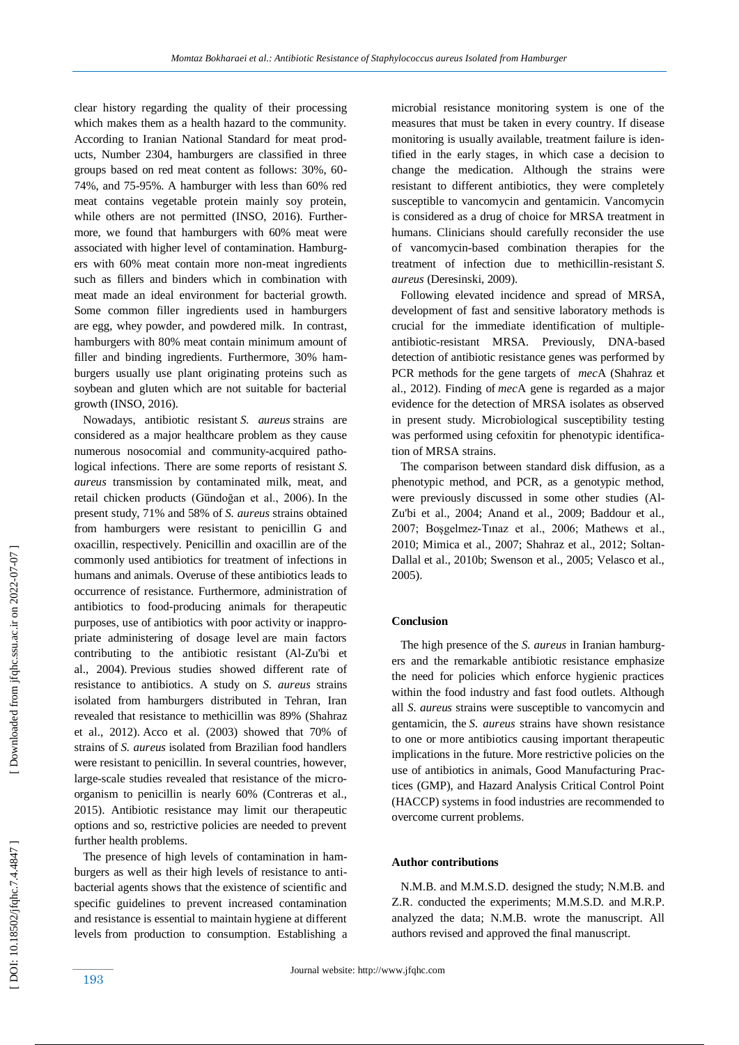clear history regarding the quality of their processing which makes them as a health hazard to the community. According to Iranian National Standard for meat products, Number 2304, hamburgers are classified in three groups based on red meat content as follows: 30%, 60-74%, and 75-95%. A hamburger with less than 60% red meat contains vegetable protein mainly soy protein, while others are not permitted (INSO, 2016). Furthermore, we found that hamburgers with 60% meat were associated with higher level of contamination. Hamburgers with 60% meat contain more non-meat ingredients such as fillers and binders which in combination with meat made an ideal environment for bacterial growth. Some common filler ingredients used in hamburgers are egg, whey powder, and powdered milk. In contrast, hamburgers with 80% meat contain minimum amount of filler and binding ingredients. Furthermore, 30% hamburgers usually use plant originating proteins such as soybean and gluten which are not suitable for bacterial growth (INSO, 2016).

Nowadays, antibiotic resistant *S. aureus* strains are considered as a major healthcare problem as they cause numerous nosocomial and community-acquired pathological infections. There are some reports of resistant *S. aureus* transmission by contaminated milk, meat, and retail chicken products (Gündoğan et al., 2006). In the present study, 71% and 58% of *S. aureus* strains obtained from hamburgers were resistant to penicillin G and oxacillin, respectively. Penicillin and oxacillin are of the commonly used antibiotics for treatment of infections in humans and animals. Overuse of these antibiotics leads to occurrence of resistance. Furthermore, administration of antibiotics to food-producing animals for therapeutic purposes, use of antibiotics with poor activity or inappropriate administering of dosage level are main factors contributing to the antibiotic resistant (Al-Zu'bi et al., 2004). Previous studies showed different rate of resistance to antibiotics. A study on *S. aureus* strains isolated from hamburgers distributed in Tehran, Iran revealed that resistance to methicillin was 89% (Shahraz et al., 2012). Acco et al. (2003) showed that 70% of strains of *S. aureus* isolated from Brazilian food handlers were resistant to penicillin. In several countries, however, large-scale studies revealed that resistance of the microorganism to penicillin is nearly 60% (Contreras et al., 2015). Antibiotic resistance may limit our therapeutic options and so, restrictive policies are needed to prevent further health problems.

The presence of high levels of contamination in hamburgers as well as their high levels of resistance to antibacterial agents shows that the existence of scientific and specific guidelines to prevent increased contamination and resistance is essential to maintain hygiene at different levels from production to consumption. Establishing a microbial resistance monitoring system is one of the measures that must be taken in every country. If disease monitoring is usually available, treatment failure is identified in the early stages, in which case a decision to change the medication. Although the strains were resistant to different antibiotics, they were completely susceptible to vancomycin and gentamicin. Vancomycin is considered as a drug of choice for MRSA treatment in humans. Clinicians should carefully reconsider the use of vancomycin-based combination therapies for the treatment of infection due to methicillin-resistant *S. aureus* (Deresinski, 2009).

Following elevated incidence and spread of MRSA, development of fast and sensitive laboratory methods is crucial for the immediate identification of multiple-antibiotic-resistant MRSA. Previously, DNA-based detection of antibiotic resistance genes was performed by PCR methods for the gene targets of *mec*A (Shahraz et al., 2012). Finding of *mec*A gene is regarded as a major evidence for the detection of MRSA isolates as observed in present study. Microbiological susceptibility testing was performed using cefoxitin for phenotypic identification of MRSA strains.

The comparison between standard disk diffusion, as a phenotypic method, and PCR, as a genotypic method, were previously discussed in some other studies (Al-Zu'bi et al., 2004; Anand et al., 2009; Baddour et al., 2007; Boşgelmez-Tınaz et al., 2006; Mathews et al., 2010; Mimica et al., 2007; Shahraz et al., 2012; Soltan-Dallal et al., 2010b; Swenson et al., 2005; Velasco et al., 2005).

## Conclusion

The high presence of the *S. aureus* in Iranian hamburgers and the remarkable antibiotic resistance emphasize the need for policies which enforce hygienic practices within the food industry and fast food outlets. Although all *S. aureus* strains were susceptible to vancomycin and gentamicin, the *S. aureus* strains have shown resistance to one or more antibiotics causing important therapeutic implications in the future. More restrictive policies on the use of antibiotics in animals, Good Manufacturing Practices (GMP), and Hazard Analysis Critical Control Point (HACCP) systems in food industries are recommended to overcome current problems.

## Author contributions

N.M.B. and M.M.S.D. designed the study; N.M.B. and Z.R. conducted the experiments; M.M.S.D. and M.R.P. analyzed the data; N.M.B. wrote the manuscript. All authors revised and approved the final manuscript.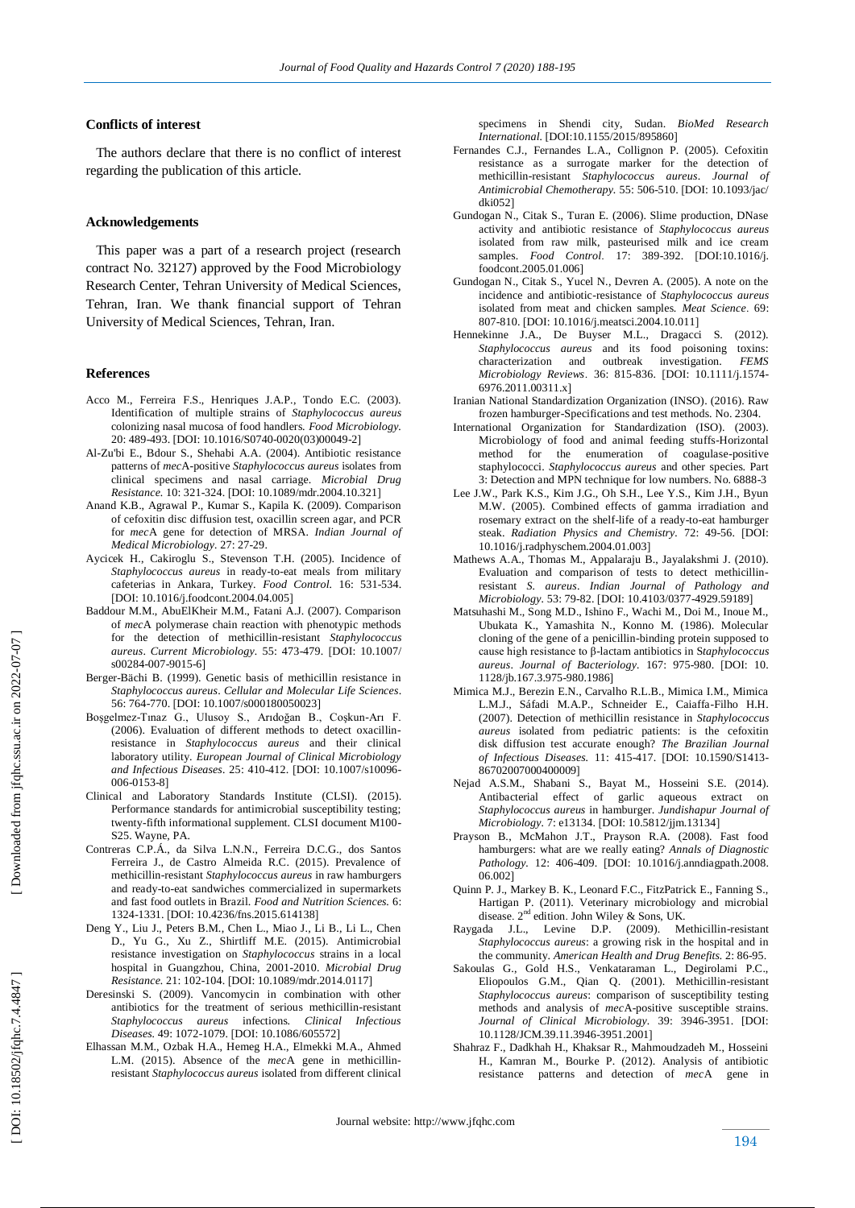## Conflicts of interest

The authors declare that there is no conflict of interest regarding the publication of this article.

## Acknowledgements

This paper was a part of a research project (research contract No. 32127) approved by the Food Microbiology Research Center, Tehran University of Medical Sciences, Tehran, Iran. We thank financial support of Tehran University of Medical Sciences, Tehran, Iran.

## References

Acco M., Ferreira F.S., Henriques J.A.P., Tondo E.C. (2003). Identification of multiple strains of *Staphylococcus aureus* colonizing nasal mucosa of food handlers. *Food Microbiology.* 20: 489-493. [DOI: 10.1016/S0740-0020(03)00049-2]

Al-Zu'bi E., Bdour S., Shehabi A.A. (2004). Antibiotic resistance patterns of *mec*A-positive *Staphylococcus aureus* isolates from clinical specimens and nasal carriage. *Microbial Drug Resistance.* 10: 321-324. [DOI: 10.1089/mdr.2004.10.321]

Anand K.B., Agrawal P., Kumar S., Kapila K. (2009). Comparison of cefoxitin disc diffusion test, oxacillin screen agar, and PCR for *mec*A gene for detection of MRSA. *Indian Journal of Medical Microbiology.* 27: 27-29.

Aycicek H., Cakiroglu S., Stevenson T.H. (2005). Incidence of *Staphylococcus aureus* in ready-to-eat meals from military cafeterias in Ankara, Turkey. *Food Control.* 16: 531-534. [DOI: 10.1016/j.foodcont.2004.04.005]

Baddour M.M., AbuElKheir M.M., Fatani A.J. (2007). Comparison of *mec*A polymerase chain reaction with phenotypic methods for the detection of methicillin-resistant *Staphylococcus aureus*. *Current Microbiology.* 55: 473-479. [DOI: 10.1007/s00284-007-9015-6]

Berger-Bächi B. (1999). Genetic basis of methicillin resistance in *Staphylococcus aureus*. *Cellular and Molecular Life Sciences.* 56: 764-770. [DOI: 10.1007/s000180050023]

Boşgelmez-Tınaz G., Ulusoy S., Arıdoğan B., Coşkun-Arı F. (2006). Evaluation of different methods to detect oxacillin-resistance in *Staphylococcus aureus* and their clinical laboratory utility. *European Journal of Clinical Microbiology and Infectious Diseases.* 25: 410-412. [DOI: 10.1007/s10096-006-0153-8]

Clinical and Laboratory Standards Institute (CLSI). (2015). Performance standards for antimicrobial susceptibility testing; twenty-fifth informational supplement. CLSI document M100-S25. Wayne, PA.

Contreras C.P.Á., da Silva L.N.N., Ferreira D.C.G., dos Santos Ferreira J., de Castro Almeida R.C. (2015). Prevalence of methicillin-resistant *Staphylococcus aureus* in raw hamburgers and ready-to-eat sandwiches commercialized in supermarkets and fast food outlets in Brazil. *Food and Nutrition Sciences.* 6: 1324-1331. [DOI: 10.4236/fns.2015.614138]

Deng Y., Liu J., Peters B.M., Chen L., Miao J., Li B., Li L., Chen D., Yu G., Xu Z., Shirtliff M.E. (2015). Antimicrobial resistance investigation on *Staphylococcus* strains in a local hospital in Guangzhou, China, 2001-2010. *Microbial Drug Resistance.* 21: 102-104. [DOI: 10.1089/mdr.2014.0117]

Deresinski S. (2009). Vancomycin in combination with other antibiotics for the treatment of serious methicillin-resistant *Staphylococcus aureus* infections. *Clinical Infectious Diseases.* 49: 1072-1079. [DOI: 10.1086/605572]

Elhassan M.M., Ozbak H.A., Hemeg H.A., Elmekki M.A., Ahmed L.M. (2015). Absence of the *mec*A gene in methicillin-resistant *Staphylococcus aureus* isolated from different clinical specimens in Shendi city, Sudan. *BioMed Research International.* [DOI:10.1155/2015/895860]

Fernandes C.J., Fernandes L.A., Collignon P. (2005). Cefoxitin resistance as a surrogate marker for the detection of methicillin-resistant *Staphylococcus aureus*. *Journal of Antimicrobial Chemotherapy.* 55: 506-510. [DOI: 10.1093/jac/dki052]

Gundogan N., Citak S., Turan E. (2006). Slime production, DNase activity and antibiotic resistance of *Staphylococcus aureus* isolated from raw milk, pasteurised milk and ice cream samples. *Food Control.* 17: 389-392. [DOI:10.1016/j.foodcont.2005.01.006]

Gundogan N., Citak S., Yucel N., Devren A. (2005). A note on the incidence and antibiotic-resistance of *Staphylococcus aureus* isolated from meat and chicken samples. *Meat Science.* 69: 807-810. [DOI: 10.1016/j.meatsci.2004.10.011]

Hennekinne J.A., De Buyser M.L., Dragacci S. (2012). *Staphylococcus aureus* and its food poisoning toxins: characterization and outbreak investigation. *FEMS Microbiology Reviews.* 36: 815-836. [DOI: 10.1111/j.1574-6976.2011.00311.x]

Iranian National Standardization Organization (INSO). (2016). Raw frozen hamburger-Specifications and test methods. No. 2304.

International Organization for Standardization (ISO). (2003). Microbiology of food and animal feeding stuffs-Horizontal method for the enumeration of coagulase-positive staphylococci. *Staphylococcus aureus* and other species. Part 3: Detection and MPN technique for low numbers. No. 6888-3

Lee J.W., Park K.S., Kim J.G., Oh S.H., Lee Y.S., Kim J.H., Byun M.W. (2005). Combined effects of gamma irradiation and rosemary extract on the shelf-life of a ready-to-eat hamburger steak. *Radiation Physics and Chemistry.* 72: 49-56. [DOI: 10.1016/j.radphyschem.2004.01.003]

Mathews A.A., Thomas M., Appalaraju B., Jayalakshmi J. (2010). Evaluation and comparison of tests to detect methicillin-resistant *S. aureus*. *Indian Journal of Pathology and Microbiology.* 53: 79-82. [DOI: 10.4103/0377-4929.59189]

Matsuhashi M., Song M.D., Ishino F., Wachi M., Doi M., Inoue M., Ubukata K., Yamashita N., Konno M. (1986). Molecular cloning of the gene of a penicillin-binding protein supposed to cause high resistance to β-lactam antibiotics in *Staphylococcus aureus*. *Journal of Bacteriology.* 167: 975-980. [DOI: 10.1128/jb.167.3.975-980.1986]

Mimica M.J., Berezin E.N., Carvalho R.L.B., Mimica I.M., Mimica L.M.J., Sáfadi M.A.P., Schneider E., Caiaffa-Filho H.H. (2007). Detection of methicillin resistance in *Staphylococcus aureus* isolated from pediatric patients: is the cefoxitin disk diffusion test accurate enough? *The Brazilian Journal of Infectious Diseases.* 11: 415-417. [DOI: 10.1590/S1413-86702007000400009]

Nejad A.S.M., Shabani S., Bayat M., Hosseini S.E. (2014). Antibacterial effect of garlic aqueous extract on *Staphylococcus aureus* in hamburger. *Jundishapur Journal of Microbiology.* 7: e13134. [DOI: 10.5812/jjm.13134]

Prayson B., McMahon J.T., Prayson R.A. (2008). Fast food hamburgers: what are we really eating? *Annals of Diagnostic Pathology.* 12: 406-409. [DOI: 10.1016/j.anndiagpath.2008.06.002]

Quinn P. J., Markey B. K., Leonard F.C., FitzPatrick E., Fanning S., Hartigan P. (2011). Veterinary microbiology and microbial disease. 2nd edition. John Wiley & Sons, UK.

Raygada J.L., Levine D.P. (2009). Methicillin-resistant *Staphylococcus aureus*: a growing risk in the hospital and in the community. *American Health and Drug Benefits.* 2: 86-95.

Sakoulas G., Gold H.S., Venkataraman L., Degirolami P.C., Eliopoulos G.M., Qian Q. (2001). Methicillin-resistant *Staphylococcus aureus*: comparison of susceptibility testing methods and analysis of *mec*A-positive susceptible strains. *Journal of Clinical Microbiology.* 39: 3946-3951. [DOI: 10.1128/JCM.39.11.3946-3951.2001]

Shahraz F., Dadkhah H., Khaksar R., Mahmoudzadeh M., Hosseini H., Kamran M., Bourke P. (2012). Analysis of antibiotic resistance patterns and detection of *mec*A gene in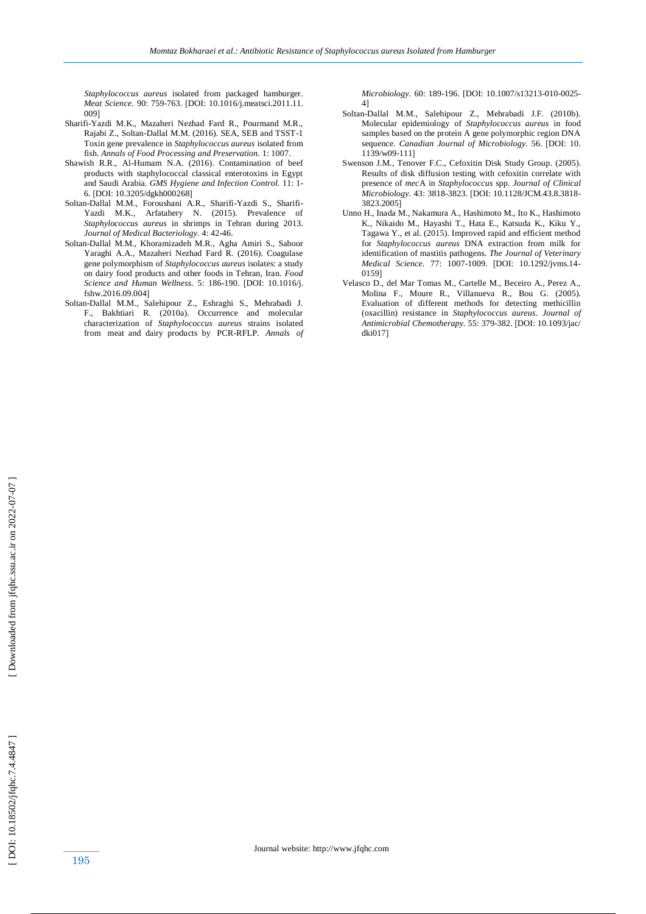*Staphylococcus aureus* isolated from packaged hamburger. *Meat Science.* 90: 759-763. [DOI: 10.1016/j.meatsci.2011.11.009]

Sharifi-Yazdi M.K., Mazaheri Nezhad Fard R., Pourmand M.R., Rajabi Z., Soltan-Dallal M.M. (2016). SEA, SEB and TSST-1 Toxin gene prevalence in *Staphylococcus aureus* isolated from fish. *Annals of Food Processing and Preservation.* 1: 1007.

Shawish R.R., Al-Humam N.A. (2016). Contamination of beef products with staphylococcal classical enterotoxins in Egypt and Saudi Arabia. *GMS Hygiene and Infection Control.* 11: 1-6. [DOI: 10.3205/dgkh000268]

Soltan-Dallal M.M., Foroushani A.R., Sharifi-Yazdi S., Sharifi-Yazdi M.K., Arfatahery N. (2015). Prevalence of *Staphylococcus aureus* in shrimps in Tehran during 2013. *Journal of Medical Bacteriology.* 4: 42-46.

Soltan-Dallal M.M., Khoramizadeh M.R., Agha Amiri S., Saboor Yaraghi A.A., Mazaheri Nezhad Fard R. (2016). Coagulase gene polymorphism of *Staphylococcus aureus* isolates: a study on dairy food products and other foods in Tehran, Iran. *Food Science and Human Wellness.* 5: 186-190. [DOI: 10.1016/j.fshw.2016.09.004]

Soltan-Dallal M.M., Salehipour Z., Eshraghi S., Mehrabadi J. F., Bakhtiari R. (2010a). Occurrence and molecular characterization of *Staphylococcus aureus* strains isolated from meat and dairy products by PCR-RFLP. *Annals of Microbiology.* 60: 189-196. [DOI: 10.1007/s13213-010-0025-4]

Soltan-Dallal M.M., Salehipour Z., Mehrabadi J.F. (2010b). Molecular epidemiology of *Staphylococcus aureus* in food samples based on the protein A gene polymorphic region DNA sequence. *Canadian Journal of Microbiology.* 56. [DOI: 10.1139/w09-111]

Swenson J.M., Tenover F.C., Cefoxitin Disk Study Group. (2005). Results of disk diffusion testing with cefoxitin correlate with presence of *mec*A in *Staphylococcus* spp. *Journal of Clinical Microbiology.* 43: 3818-3823. [DOI: 10.1128/JCM.43.8.3818-3823.2005]

Unno H., Inada M., Nakamura A., Hashimoto M., Ito K., Hashimoto K., Nikaido M., Hayashi T., Hata E., Katsuda K., Kiku Y., Tagawa Y., et al. (2015). Improved rapid and efficient method for *Staphylococcus aureus* DNA extraction from milk for identification of mastitis pathogens. *The Journal of Veterinary Medical Science.* 77: 1007-1009. [DOI: 10.1292/jvms.14-0159]

Velasco D., del Mar Tomas M., Cartelle M., Beceiro A., Perez A., Molina F., Moure R., Villanueva R., Bou G. (2005). Evaluation of different methods for detecting methicillin (oxacillin) resistance in *Staphylococcus aureus*. *Journal of Antimicrobial Chemotherapy.* 55: 379-382. [DOI: 10.1093/jac/dki017]